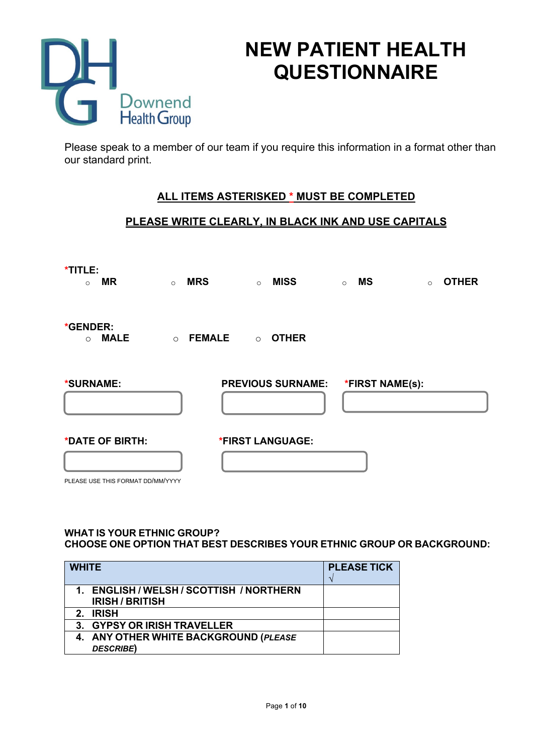Downend Health Group

# NEW PATIENT HEALTH QUESTIONNAIRE

Please speak to a member of our team if you require this information in a format other than our standard print.

**ALL ITEMS ASTERISKED * MUST BE COMPLETED**

**PLEASE WRITE CLEARLY, IN BLACK INK AND USE CAPITALS**

***TITLE:**

- ○ **MR**
- ○ **MRS**
- ○ **MISS**
- ○ **MS**
- ○ **OTHER**

***GENDER:**

- ○ **MALE**
- ○ **FEMALE**
- ○ **OTHER**

***SURNAME:**

**PREVIOUS SURNAME:**

***FIRST NAME(s):**

***DATE OF BIRTH:**

PLEASE USE THIS FORMAT DD/MM/YYYY

***FIRST LANGUAGE:**

**WHAT IS YOUR ETHNIC GROUP?**
**CHOOSE ONE OPTION THAT BEST DESCRIBES YOUR ETHNIC GROUP OR BACKGROUND:**

| WHITE | PLEASE TICK √ |
|---|---|
| 1. ENGLISH / WELSH / SCOTTISH / NORTHERN IRISH / BRITISH | |
| 2. IRISH | |
| 3. GYPSY OR IRISH TRAVELLER | |
| 4. ANY OTHER WHITE BACKGROUND (*PLEASE DESCRIBE*) | |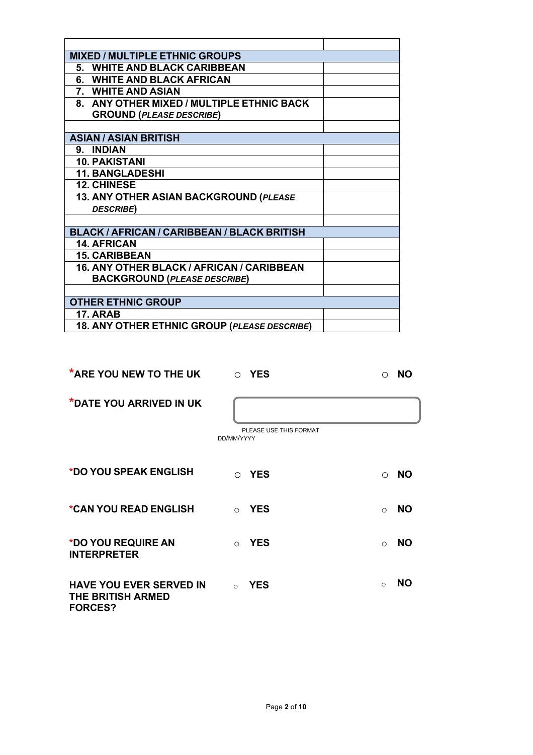| | |
|---|---|
| **MIXED / MULTIPLE ETHNIC GROUPS** | |
| **5. WHITE AND BLACK CARIBBEAN** | |
| **6. WHITE AND BLACK AFRICAN** | |
| **7. WHITE AND ASIAN** | |
| **8. ANY OTHER MIXED / MULTIPLE ETHNIC BACK GROUND (*PLEASE DESCRIBE*)** | |
| | |
| **ASIAN / ASIAN BRITISH** | |
| **9. INDIAN** | |
| **10. PAKISTANI** | |
| **11. BANGLADESHI** | |
| **12. CHINESE** | |
| **13. ANY OTHER ASIAN BACKGROUND (*PLEASE DESCRIBE*)** | |
| | |
| **BLACK / AFRICAN / CARIBBEAN / BLACK BRITISH** | |
| **14. AFRICAN** | |
| **15. CARIBBEAN** | |
| **16. ANY OTHER BLACK / AFRICAN / CARIBBEAN BACKGROUND (*PLEASE DESCRIBE*)** | |
| | |
| **OTHER ETHNIC GROUP** | |
| **17. ARAB** | |
| **18. ANY OTHER ETHNIC GROUP (*PLEASE DESCRIBE*)** | |

**\*ARE YOU NEW TO THE UK** ○ **YES** ○ **NO**

**\*DATE YOU ARRIVED IN UK** ______________________

PLEASE USE THIS FORMAT DD/MM/YYYY

**\*DO YOU SPEAK ENGLISH** ○ **YES** ○ **NO**

**\*CAN YOU READ ENGLISH** ○ **YES** ○ **NO**

**\*DO YOU REQUIRE AN INTERPRETER** ○ **YES** ○ **NO**

**HAVE YOU EVER SERVED IN THE BRITISH ARMED FORCES?** ○ **YES** ○ **NO**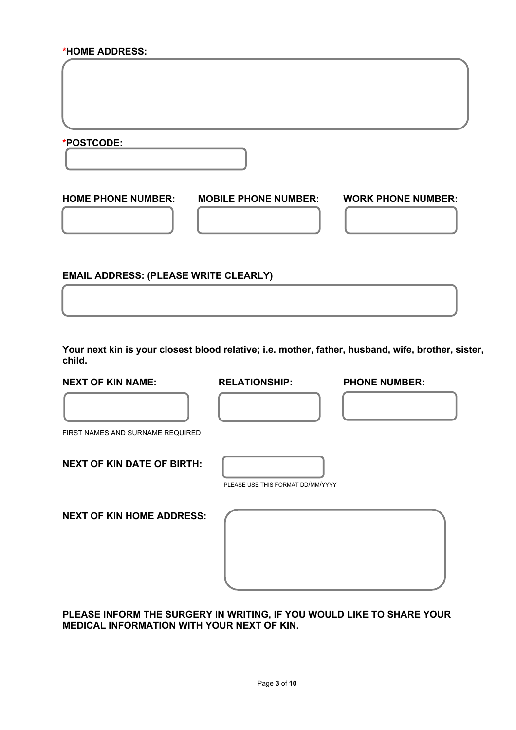**\*HOME ADDRESS:**

**\*POSTCODE:**

**HOME PHONE NUMBER:** **MOBILE PHONE NUMBER:** **WORK PHONE NUMBER:**

**EMAIL ADDRESS: (PLEASE WRITE CLEARLY)**

**Your next kin is your closest blood relative; i.e. mother, father, husband, wife, brother, sister, child.**

**NEXT OF KIN NAME:** **RELATIONSHIP:** **PHONE NUMBER:**

FIRST NAMES AND SURNAME REQUIRED

**NEXT OF KIN DATE OF BIRTH:**

PLEASE USE THIS FORMAT DD/MM/YYYY

**NEXT OF KIN HOME ADDRESS:**

**PLEASE INFORM THE SURGERY IN WRITING, IF YOU WOULD LIKE TO SHARE YOUR MEDICAL INFORMATION WITH YOUR NEXT OF KIN.**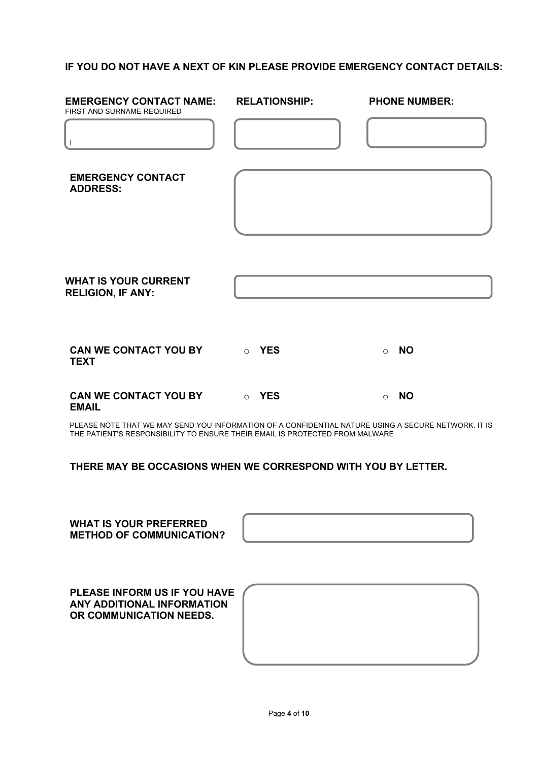**IF YOU DO NOT HAVE A NEXT OF KIN PLEASE PROVIDE EMERGENCY CONTACT DETAILS:**

| **EMERGENCY CONTACT NAME:** FIRST AND SURNAME REQUIRED | **RELATIONSHIP:** | **PHONE NUMBER:** |
| --- | --- | --- |
| | | |

**EMERGENCY CONTACT ADDRESS:**

**WHAT IS YOUR CURRENT RELIGION, IF ANY:**

**CAN WE CONTACT YOU BY TEXT** ○ **YES** ○ **NO**

**CAN WE CONTACT YOU BY EMAIL** ○ **YES** ○ **NO**

PLEASE NOTE THAT WE MAY SEND YOU INFORMATION OF A CONFIDENTIAL NATURE USING A SECURE NETWORK. IT IS THE PATIENT'S RESPONSIBILITY TO ENSURE THEIR EMAIL IS PROTECTED FROM MALWARE

**THERE MAY BE OCCASIONS WHEN WE CORRESPOND WITH YOU BY LETTER.**

**WHAT IS YOUR PREFERRED METHOD OF COMMUNICATION?**

**PLEASE INFORM US IF YOU HAVE ANY ADDITIONAL INFORMATION OR COMMUNICATION NEEDS.**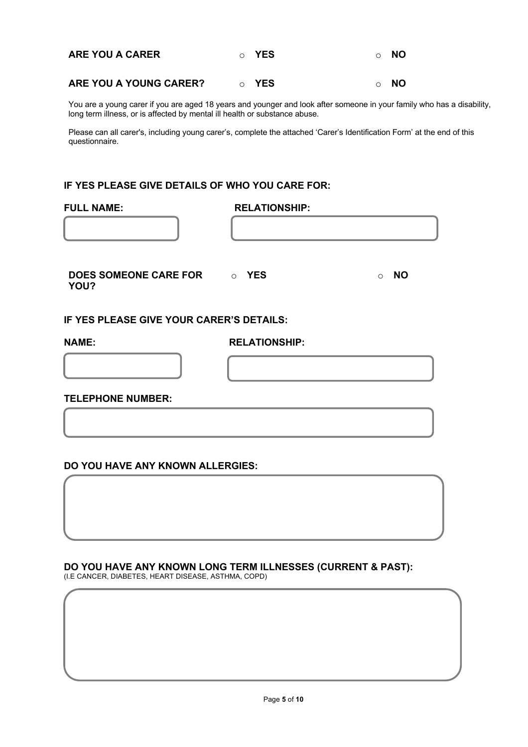**ARE YOU A CARER** ○ **YES** ○ **NO**

**ARE YOU A YOUNG CARER?** ○ **YES** ○ **NO**

You are a young carer if you are aged 18 years and younger and look after someone in your family who has a disability, long term illness, or is affected by mental ill health or substance abuse.

Please can all carer's, including young carer's, complete the attached 'Carer's Identification Form' at the end of this questionnaire.

**IF YES PLEASE GIVE DETAILS OF WHO YOU CARE FOR:**

**FULL NAME:**

**RELATIONSHIP:**

**DOES SOMEONE CARE FOR YOU?** ○ **YES** ○ **NO**

**IF YES PLEASE GIVE YOUR CARER'S DETAILS:**

**NAME:**

**RELATIONSHIP:**

**TELEPHONE NUMBER:**

**DO YOU HAVE ANY KNOWN ALLERGIES:**

**DO YOU HAVE ANY KNOWN LONG TERM ILLNESSES (CURRENT & PAST):**
(I.E CANCER, DIABETES, HEART DISEASE, ASTHMA, COPD)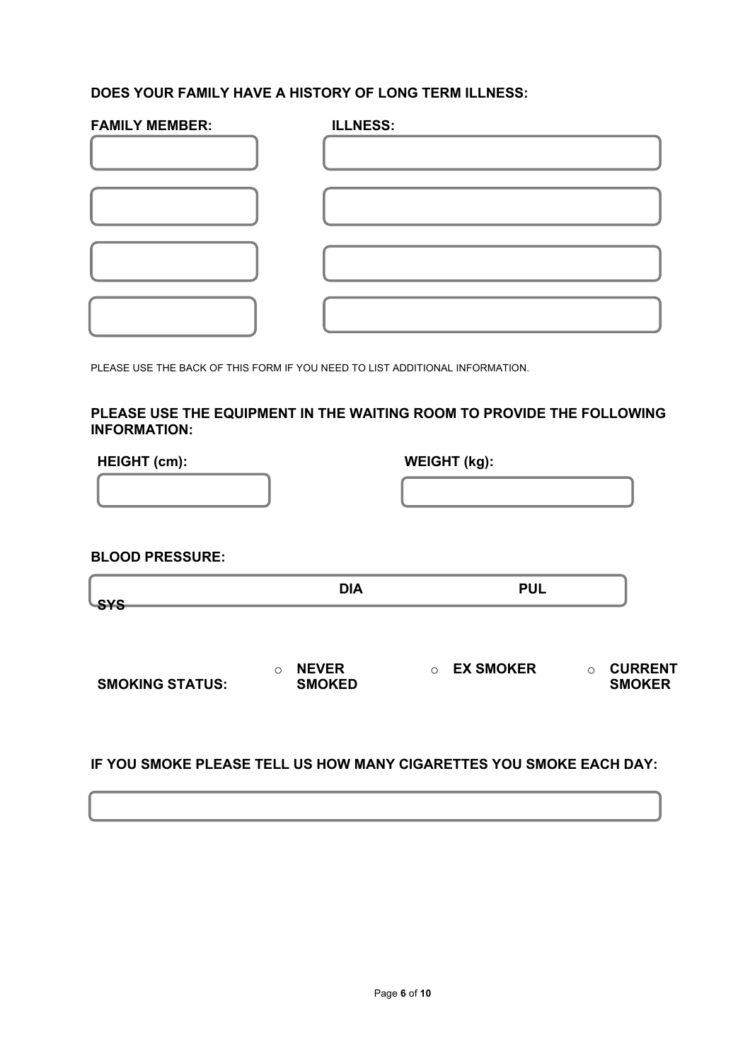**DOES YOUR FAMILY HAVE A HISTORY OF LONG TERM ILLNESS:**

| FAMILY MEMBER: | ILLNESS: |
| --- | --- |
| | |
| | |
| | |
| | |

PLEASE USE THE BACK OF THIS FORM IF YOU NEED TO LIST ADDITIONAL INFORMATION.

**PLEASE USE THE EQUIPMENT IN THE WAITING ROOM TO PROVIDE THE FOLLOWING INFORMATION:**

| HEIGHT (cm): | WEIGHT (kg): |
| --- | --- |
| | |

**BLOOD PRESSURE:**

| SYS | DIA | PUL |
| --- | --- | --- |
| | | |

**SMOKING STATUS:**

- ○ **NEVER SMOKED**
- ○ **EX SMOKER**
- ○ **CURRENT SMOKER**

**IF YOU SMOKE PLEASE TELL US HOW MANY CIGARETTES YOU SMOKE EACH DAY:**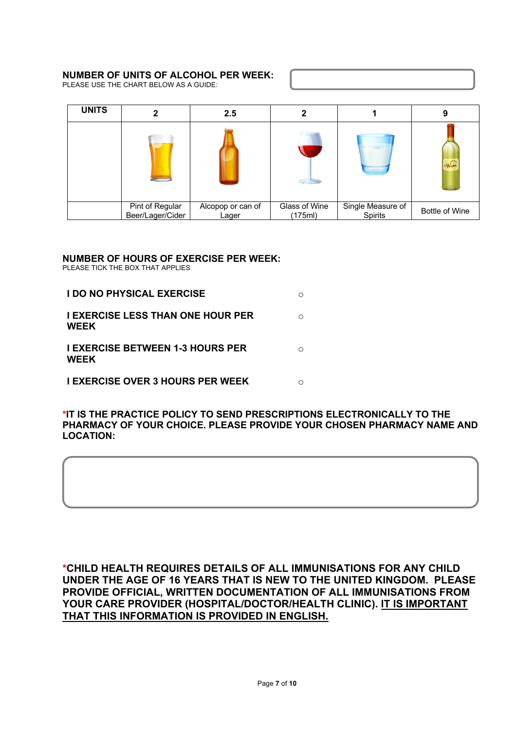**NUMBER OF UNITS OF ALCOHOL PER WEEK:**
PLEASE USE THE CHART BELOW AS A GUIDE:

| UNITS | 2 | 2.5 | 2 | 1 | 9 |
|---|---|---|---|---|---|
| | | | | | |
| | Pint of Regular Beer/Lager/Cider | Alcopop or can of Lager | Glass of Wine (175ml) | Single Measure of Spirits | Bottle of Wine |

**NUMBER OF HOURS OF EXERCISE PER WEEK:**
PLEASE TICK THE BOX THAT APPLIES

**I DO NO PHYSICAL EXERCISE** ○

**I EXERCISE LESS THAN ONE HOUR PER WEEK** ○

**I EXERCISE BETWEEN 1-3 HOURS PER WEEK** ○

**I EXERCISE OVER 3 HOURS PER WEEK** ○

***IT IS THE PRACTICE POLICY TO SEND PRESCRIPTIONS ELECTRONICALLY TO THE PHARMACY OF YOUR CHOICE. PLEASE PROVIDE YOUR CHOSEN PHARMACY NAME AND LOCATION:**

***CHILD HEALTH REQUIRES DETAILS OF ALL IMMUNISATIONS FOR ANY CHILD UNDER THE AGE OF 16 YEARS THAT IS NEW TO THE UNITED KINGDOM. PLEASE PROVIDE OFFICIAL, WRITTEN DOCUMENTATION OF ALL IMMUNISATIONS FROM YOUR CARE PROVIDER (HOSPITAL/DOCTOR/HEALTH CLINIC). <u>IT IS IMPORTANT THAT THIS INFORMATION IS PROVIDED IN ENGLISH.</u>**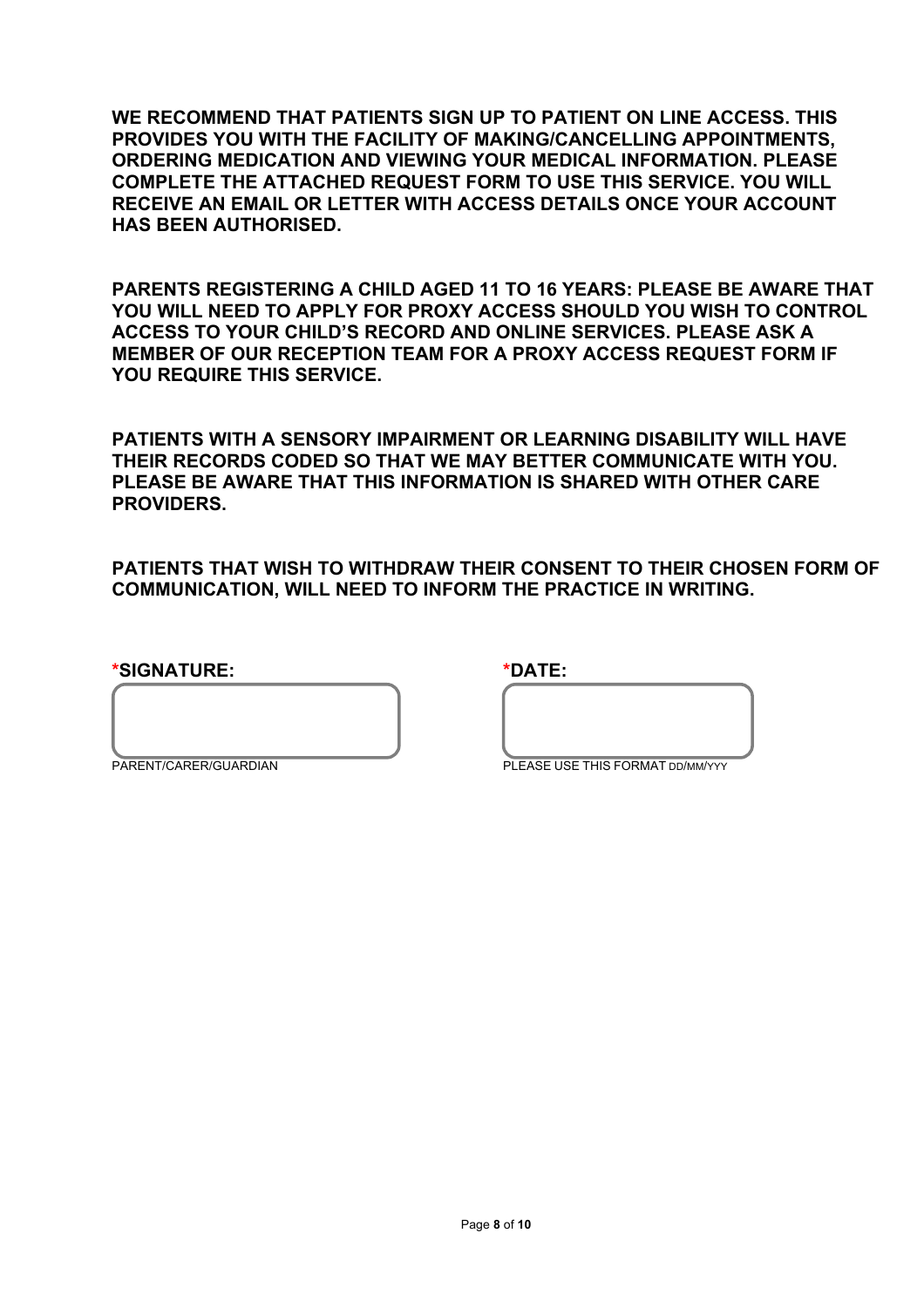**WE RECOMMEND THAT PATIENTS SIGN UP TO PATIENT ON LINE ACCESS. THIS PROVIDES YOU WITH THE FACILITY OF MAKING/CANCELLING APPOINTMENTS, ORDERING MEDICATION AND VIEWING YOUR MEDICAL INFORMATION. PLEASE COMPLETE THE ATTACHED REQUEST FORM TO USE THIS SERVICE. YOU WILL RECEIVE AN EMAIL OR LETTER WITH ACCESS DETAILS ONCE YOUR ACCOUNT HAS BEEN AUTHORISED.**

**PARENTS REGISTERING A CHILD AGED 11 TO 16 YEARS: PLEASE BE AWARE THAT YOU WILL NEED TO APPLY FOR PROXY ACCESS SHOULD YOU WISH TO CONTROL ACCESS TO YOUR CHILD'S RECORD AND ONLINE SERVICES. PLEASE ASK A MEMBER OF OUR RECEPTION TEAM FOR A PROXY ACCESS REQUEST FORM IF YOU REQUIRE THIS SERVICE.**

**PATIENTS WITH A SENSORY IMPAIRMENT OR LEARNING DISABILITY WILL HAVE THEIR RECORDS CODED SO THAT WE MAY BETTER COMMUNICATE WITH YOU. PLEASE BE AWARE THAT THIS INFORMATION IS SHARED WITH OTHER CARE PROVIDERS.**

**PATIENTS THAT WISH TO WITHDRAW THEIR CONSENT TO THEIR CHOSEN FORM OF COMMUNICATION, WILL NEED TO INFORM THE PRACTICE IN WRITING.**

| ***SIGNATURE:** | ***DATE:** |
| --- | --- |
| | |
| PARENT/CARER/GUARDIAN | PLEASE USE THIS FORMAT DD/MM/YYY |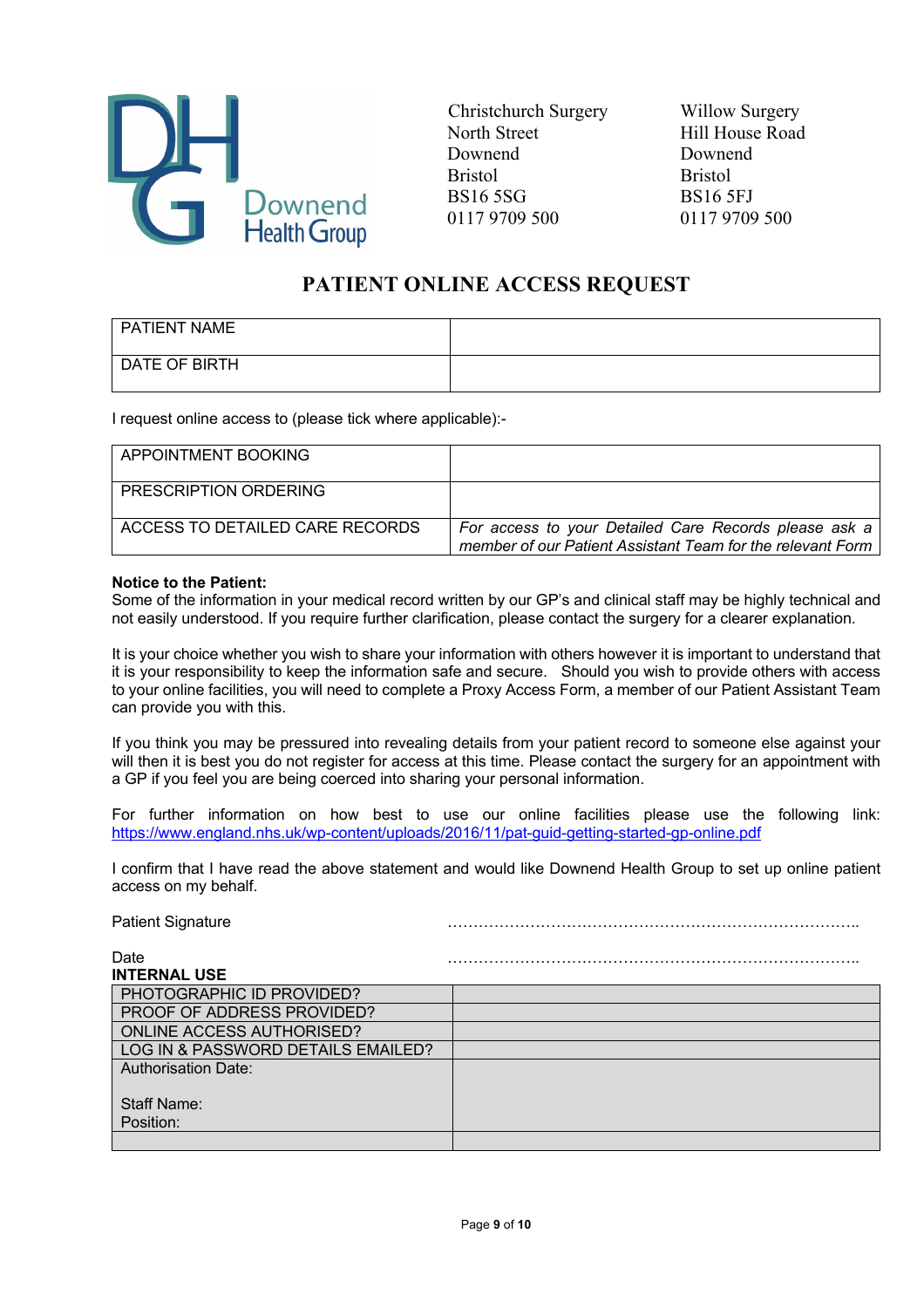Downend Health Group

Christchurch Surgery
North Street
Downend
Bristol
BS16 5SG
0117 9709 500

Willow Surgery
Hill House Road
Downend
Bristol
BS16 5FJ
0117 9709 500

# PATIENT ONLINE ACCESS REQUEST

| PATIENT NAME | |
|---|---|
| DATE OF BIRTH | |

I request online access to (please tick where applicable):-

| APPOINTMENT BOOKING | |
|---|---|
| PRESCRIPTION ORDERING | |
| ACCESS TO DETAILED CARE RECORDS | *For access to your Detailed Care Records please ask a member of our Patient Assistant Team for the relevant Form* |

**Notice to the Patient:**
Some of the information in your medical record written by our GP's and clinical staff may be highly technical and not easily understood. If you require further clarification, please contact the surgery for a clearer explanation.

It is your choice whether you wish to share your information with others however it is important to understand that it is your responsibility to keep the information safe and secure. Should you wish to provide others with access to your online facilities, you will need to complete a Proxy Access Form, a member of our Patient Assistant Team can provide you with this.

If you think you may be pressured into revealing details from your patient record to someone else against your will then it is best you do not register for access at this time. Please contact the surgery for an appointment with a GP if you feel you are being coerced into sharing your personal information.

For further information on how best to use our online facilities please use the following link: https://www.england.nhs.uk/wp-content/uploads/2016/11/pat-guid-getting-started-gp-online.pdf

I confirm that I have read the above statement and would like Downend Health Group to set up online patient access on my behalf.

Patient Signature ………………………………………………………………………..

Date ………………………………………………………………………..

**INTERNAL USE**

| PHOTOGRAPHIC ID PROVIDED? | |
|---|---|
| PROOF OF ADDRESS PROVIDED? | |
| ONLINE ACCESS AUTHORISED? | |
| LOG IN & PASSWORD DETAILS EMAILED? | |
| Authorisation Date:<br><br>Staff Name:<br>Position: | |
| | |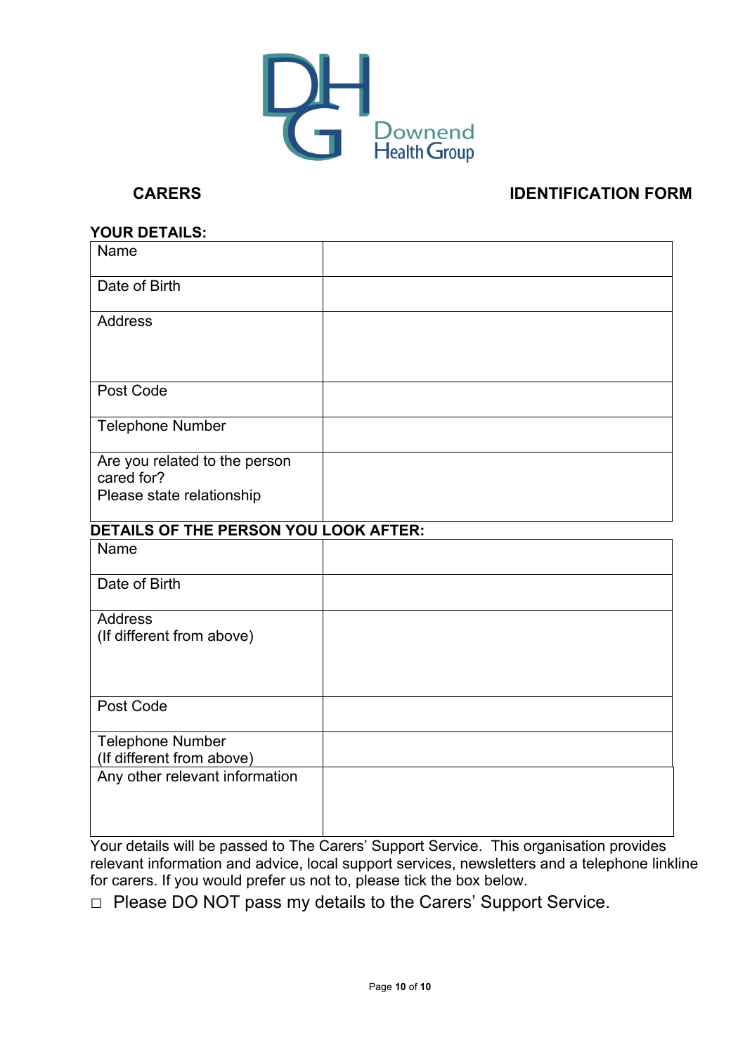Downend Health Group

## CARERS IDENTIFICATION FORM

**YOUR DETAILS:**

| | |
|---|---|
| Name | |
| Date of Birth | |
| Address | |
| Post Code | |
| Telephone Number | |
| Are you related to the person cared for?<br>Please state relationship | |

**DETAILS OF THE PERSON YOU LOOK AFTER:**

| | |
|---|---|
| Name | |
| Date of Birth | |
| Address<br>(If different from above) | |
| Post Code | |
| Telephone Number<br>(If different from above) | |
| Any other relevant information | |

Your details will be passed to The Carers' Support Service. This organisation provides relevant information and advice, local support services, newsletters and a telephone linkline for carers. If you would prefer us not to, please tick the box below.

□ Please DO NOT pass my details to the Carers' Support Service.